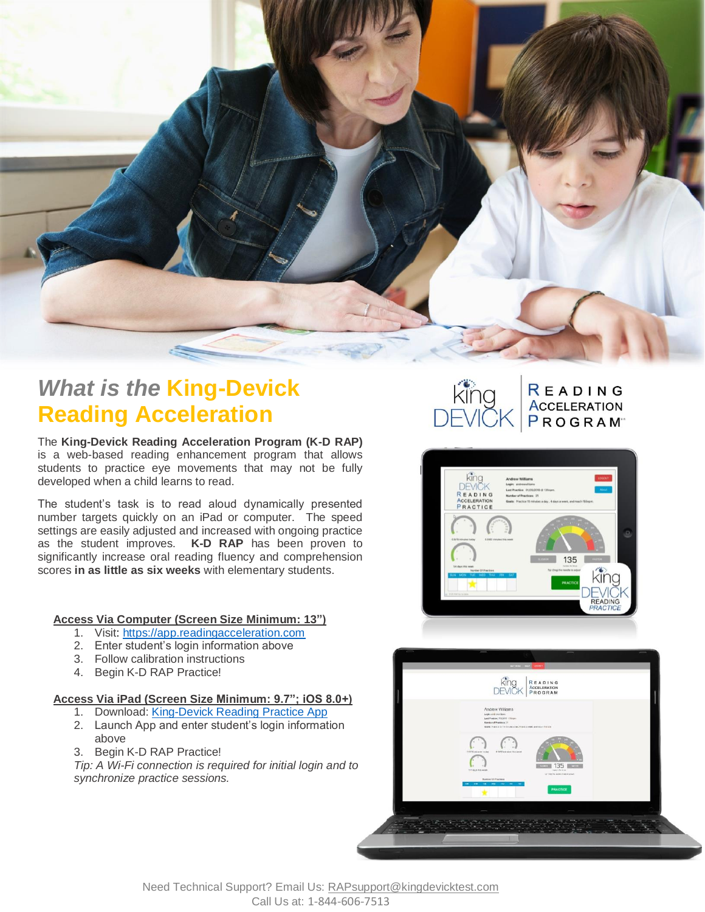# *What is the* King-Devick Reading Acceleration

The **King-Devick Reading Acceleration Program (K-D RAP)** is a web-based reading enhancement program that allows students to practice eye movements that may not be fully developed when a child learns to read.

The student's task is to read aloud dynamically presented number targets quickly on an iPad or computer. The speed settings are easily adjusted and increased with ongoing practice as the student improves. **K-D RAP** has been proven to significantly increase oral reading fluency and comprehension scores **in as little as six weeks** with elementary students.

**Access Via Computer (Screen Size Minimum: 13")**

1. Visit: [https://app.readingacceleration.com](https://app.readingacceleration.com)
2. Enter student's login information above
3. Follow calibration instructions
4. Begin K-D RAP Practice!

**Access Via iPad (Screen Size Minimum: 9.7"; iOS 8.0+)**

1. Download: King-Devick Reading Practice App
2. Launch App and enter student's login information above
3. Begin K-D RAP Practice!

*Tip: A Wi-Fi connection is required for initial login and to synchronize practice sessions.*

Need Technical Support? Email Us: RAPsupport@kingdevicktest.com
Call Us at: 1-844-606-7513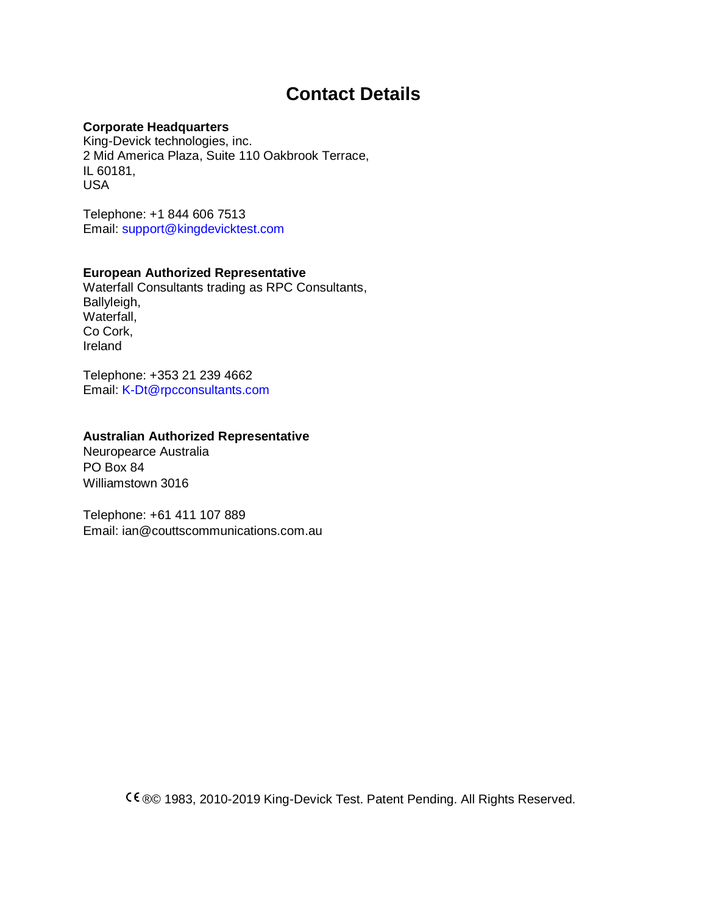# Contact Details

**Corporate Headquarters**
King-Devick technologies, inc.
2 Mid America Plaza, Suite 110 Oakbrook Terrace,
IL 60181,
USA

Telephone: +1 844 606 7513
Email: support@kingdevicktest.com

**European Authorized Representative**
Waterfall Consultants trading as RPC Consultants,
Ballyleigh,
Waterfall,
Co Cork,
Ireland

Telephone: +353 21 239 4662
Email: K-Dt@rpcconsultants.com

**Australian Authorized Representative**
Neuropearce Australia
PO Box 84
Williamstown 3016

Telephone: +61 411 107 889
Email: ian@couttscommunications.com.au

CE ®© 1983, 2010-2019 King-Devick Test. Patent Pending. All Rights Reserved.